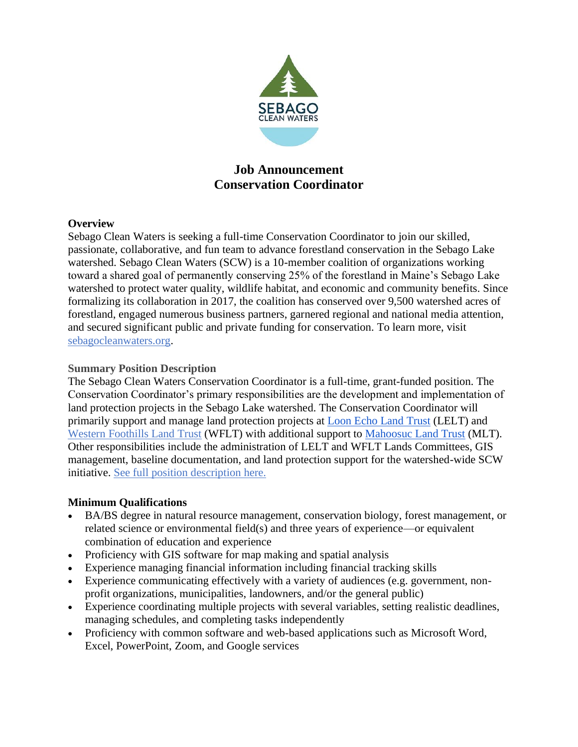# Job Announcement
# Conservation Coordinator

## Overview

Sebago Clean Waters is seeking a full-time Conservation Coordinator to join our skilled, passionate, collaborative, and fun team to advance forestland conservation in the Sebago Lake watershed. Sebago Clean Waters (SCW) is a 10-member coalition of organizations working toward a shared goal of permanently conserving 25% of the forestland in Maine's Sebago Lake watershed to protect water quality, wildlife habitat, and economic and community benefits. Since formalizing its collaboration in 2017, the coalition has conserved over 9,500 watershed acres of forestland, engaged numerous business partners, garnered regional and national media attention, and secured significant public and private funding for conservation. To learn more, visit sebagocleanwaters.org.

## Summary Position Description

The Sebago Clean Waters Conservation Coordinator is a full-time, grant-funded position. The Conservation Coordinator's primary responsibilities are the development and implementation of land protection projects in the Sebago Lake watershed. The Conservation Coordinator will primarily support and manage land protection projects at Loon Echo Land Trust (LELT) and Western Foothills Land Trust (WFLT) with additional support to Mahoosuc Land Trust (MLT). Other responsibilities include the administration of LELT and WFLT Lands Committees, GIS management, baseline documentation, and land protection support for the watershed-wide SCW initiative. See full position description here.

## Minimum Qualifications

- BA/BS degree in natural resource management, conservation biology, forest management, or related science or environmental field(s) and three years of experience—or equivalent combination of education and experience
- Proficiency with GIS software for map making and spatial analysis
- Experience managing financial information including financial tracking skills
- Experience communicating effectively with a variety of audiences (e.g. government, non-profit organizations, municipalities, landowners, and/or the general public)
- Experience coordinating multiple projects with several variables, setting realistic deadlines, managing schedules, and completing tasks independently
- Proficiency with common software and web-based applications such as Microsoft Word, Excel, PowerPoint, Zoom, and Google services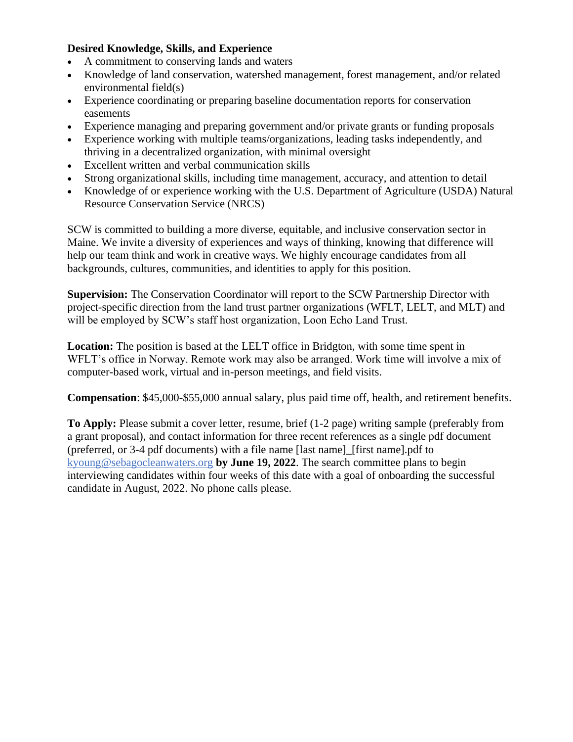**Desired Knowledge, Skills, and Experience**

- A commitment to conserving lands and waters
- Knowledge of land conservation, watershed management, forest management, and/or related environmental field(s)
- Experience coordinating or preparing baseline documentation reports for conservation easements
- Experience managing and preparing government and/or private grants or funding proposals
- Experience working with multiple teams/organizations, leading tasks independently, and thriving in a decentralized organization, with minimal oversight
- Excellent written and verbal communication skills
- Strong organizational skills, including time management, accuracy, and attention to detail
- Knowledge of or experience working with the U.S. Department of Agriculture (USDA) Natural Resource Conservation Service (NRCS)

SCW is committed to building a more diverse, equitable, and inclusive conservation sector in Maine. We invite a diversity of experiences and ways of thinking, knowing that difference will help our team think and work in creative ways. We highly encourage candidates from all backgrounds, cultures, communities, and identities to apply for this position.

**Supervision:** The Conservation Coordinator will report to the SCW Partnership Director with project-specific direction from the land trust partner organizations (WFLT, LELT, and MLT) and will be employed by SCW's staff host organization, Loon Echo Land Trust.

**Location:** The position is based at the LELT office in Bridgton, with some time spent in WFLT's office in Norway. Remote work may also be arranged. Work time will involve a mix of computer-based work, virtual and in-person meetings, and field visits.

**Compensation**: $45,000-$55,000 annual salary, plus paid time off, health, and retirement benefits.

**To Apply:** Please submit a cover letter, resume, brief (1-2 page) writing sample (preferably from a grant proposal), and contact information for three recent references as a single pdf document (preferred, or 3-4 pdf documents) with a file name [last name]_[first name].pdf to kyoung@sebagocleanwaters.org **by June 19, 2022**. The search committee plans to begin interviewing candidates within four weeks of this date with a goal of onboarding the successful candidate in August, 2022. No phone calls please.